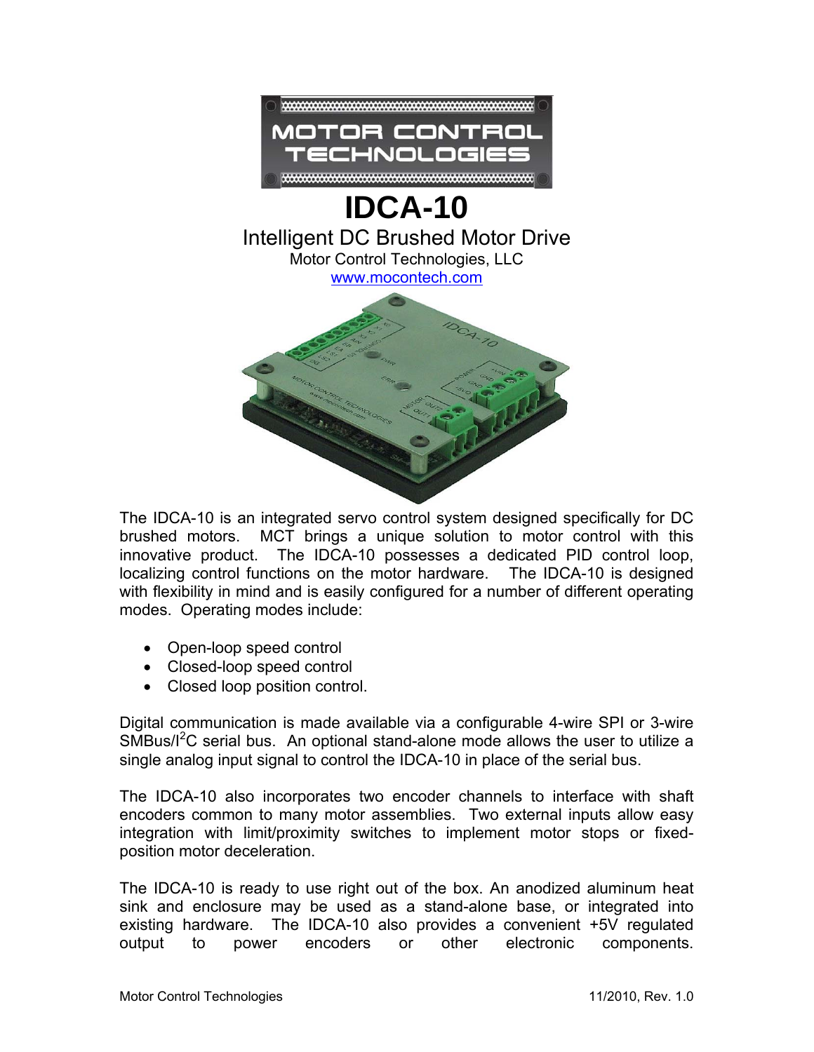# IDCA-10

## Intelligent DC Brushed Motor Drive

Motor Control Technologies, LLC

www.mocontech.com

The IDCA-10 is an integrated servo control system designed specifically for DC brushed motors. MCT brings a unique solution to motor control with this innovative product. The IDCA-10 possesses a dedicated PID control loop, localizing control functions on the motor hardware. The IDCA-10 is designed with flexibility in mind and is easily configured for a number of different operating modes. Operating modes include:

- Open-loop speed control
- Closed-loop speed control
- Closed loop position control.

Digital communication is made available via a configurable 4-wire SPI or 3-wire SMBus/I$^2$C serial bus. An optional stand-alone mode allows the user to utilize a single analog input signal to control the IDCA-10 in place of the serial bus.

The IDCA-10 also incorporates two encoder channels to interface with shaft encoders common to many motor assemblies. Two external inputs allow easy integration with limit/proximity switches to implement motor stops or fixed-position motor deceleration.

The IDCA-10 is ready to use right out of the box. An anodized aluminum heat sink and enclosure may be used as a stand-alone base, or integrated into existing hardware. The IDCA-10 also provides a convenient +5V regulated output to power encoders or other electronic components.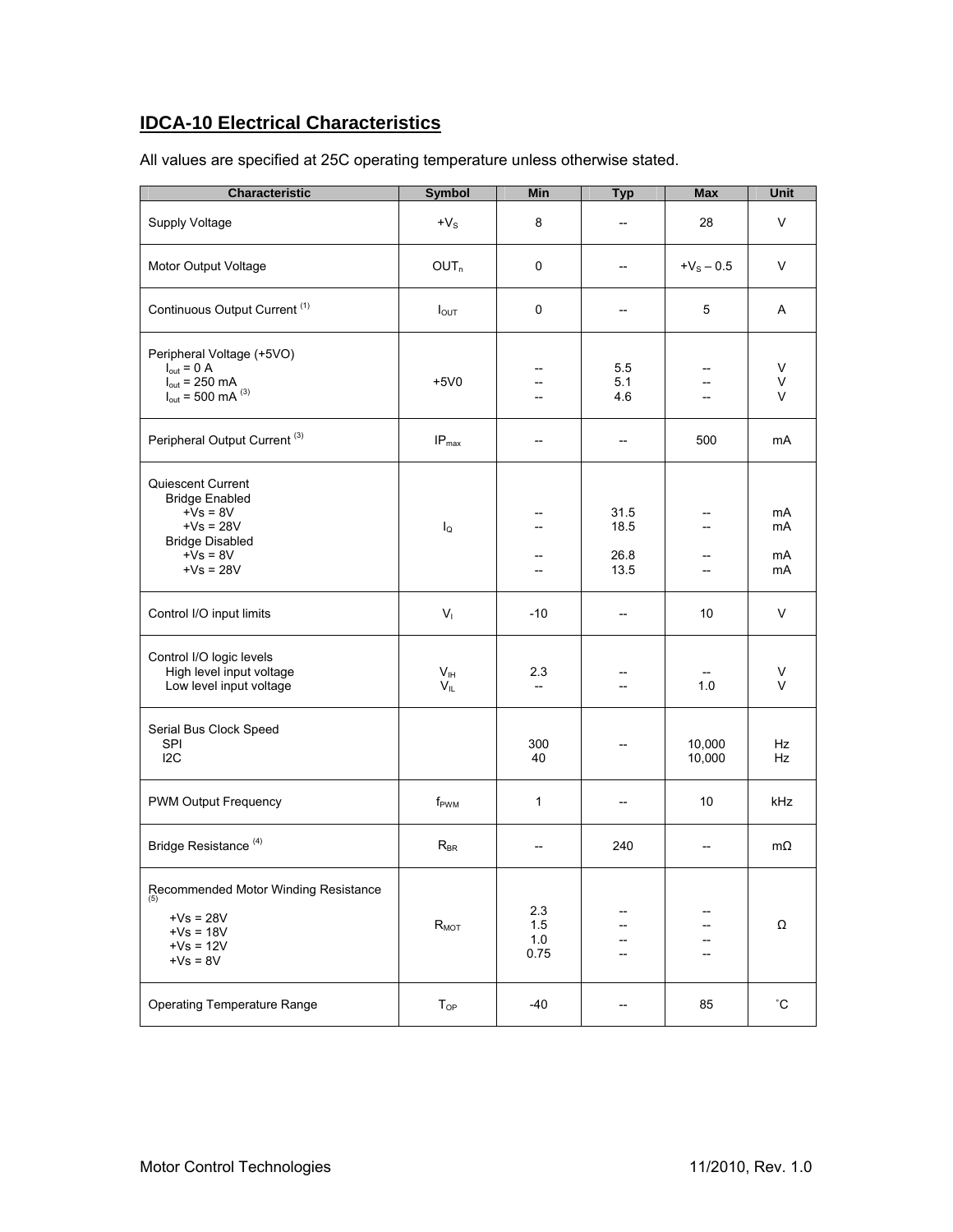## IDCA-10 Electrical Characteristics

All values are specified at 25C operating temperature unless otherwise stated.

| Characteristic | Symbol | Min | Typ | Max | Unit |
|---|---|---|---|---|---|
| Supply Voltage | $+V_S$ | 8 | -- | 28 | V |
| Motor Output Voltage | $OUT_n$ | 0 | -- | $+V_S - 0.5$ | V |
| Continuous Output Current [(1)] | $I_{OUT}$ | 0 | -- | 5 | A |
| Peripheral Voltage (+5VO)<br>$I_{out}$ = 0 A<br>$I_{out}$ = 250 mA<br>$I_{out}$ = 500 mA [(3)] | +5V0 | <br>--<br>--<br>-- | <br>5.5<br>5.1<br>4.6 | <br>--<br>--<br>-- | <br>V<br>V<br>V |
| Peripheral Output Current [(3)] | $IP_{max}$ | -- | -- | 500 | mA |
| Quiescent Current<br>Bridge Enabled<br>+Vs = 8V<br>+Vs = 28V<br>Bridge Disabled<br>+Vs = 8V<br>+Vs = 28V | $I_Q$ | <br><br>--<br>--<br><br>--<br>-- | <br><br>31.5<br>18.5<br><br>26.8<br>13.5 | <br><br>--<br>--<br><br>--<br>-- | <br><br>mA<br>mA<br><br>mA<br>mA |
| Control I/O input limits | $V_I$ | -10 | -- | 10 | V |
| Control I/O logic levels<br>High level input voltage<br>Low level input voltage | <br>$V_{IH}$<br>$V_{IL}$ | <br>2.3<br>-- | <br>--<br>-- | <br>--<br>1.0 | <br>V<br>V |
| Serial Bus Clock Speed<br>SPI<br>I2C | | <br>300<br>40 | -- | <br>10,000<br>10,000 | <br>Hz<br>Hz |
| PWM Output Frequency | $f_{PWM}$ | 1 | -- | 10 | kHz |
| Bridge Resistance [(4)] | $R_{BR}$ | -- | 240 | -- | mΩ |
| Recommended Motor Winding Resistance [(5)]<br>+Vs = 28V<br>+Vs = 18V<br>+Vs = 12V<br>+Vs = 8V | $R_{MOT}$ | <br>2.3<br>1.5<br>1.0<br>0.75 | <br>--<br>--<br>--<br>-- | <br>--<br>--<br>--<br>-- | Ω |
| Operating Temperature Range | $T_{OP}$ | -40 | -- | 85 | ˚C |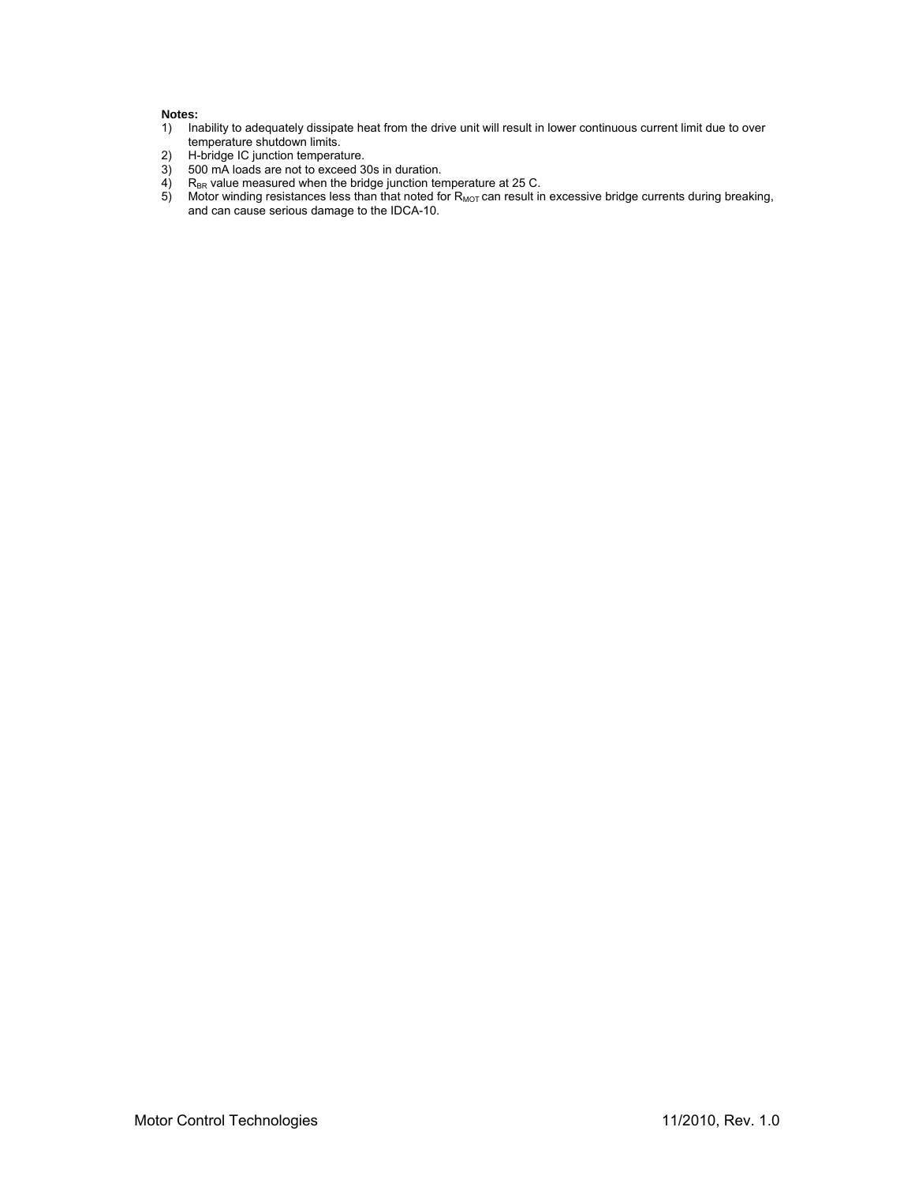**Notes:**

1) Inability to adequately dissipate heat from the drive unit will result in lower continuous current limit due to over temperature shutdown limits.
2) H-bridge IC junction temperature.
3) 500 mA loads are not to exceed 30s in duration.
4) $R_{BR}$ value measured when the bridge junction temperature at 25 C.
5) Motor winding resistances less than that noted for $R_{MOT}$ can result in excessive bridge currents during breaking, and can cause serious damage to the IDCA-10.